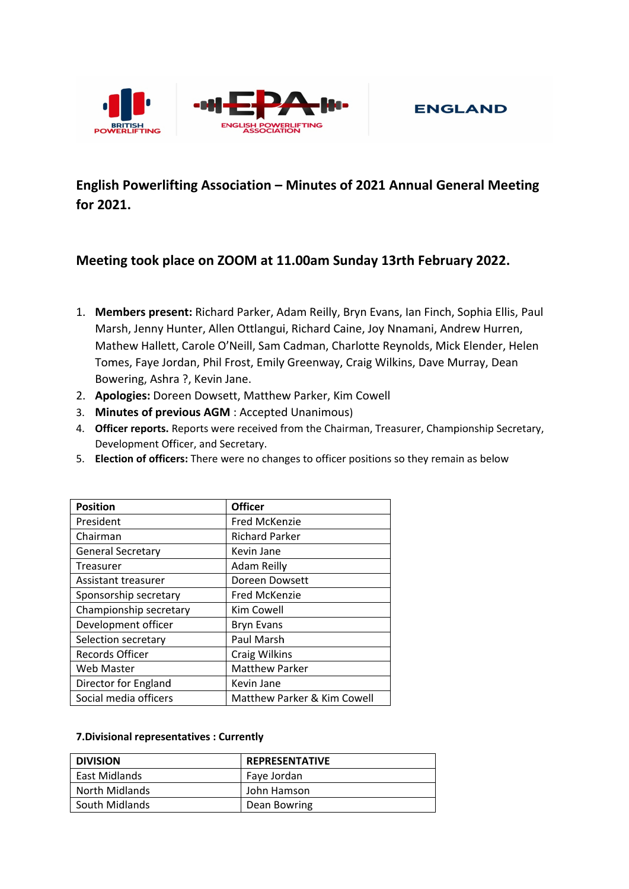BRITISH POWERLIFTING

ENGLISH POWERLIFTING ASSOCIATION

ENGLAND

## English Powerlifting Association – Minutes of 2021 Annual General Meeting for 2021.

## Meeting took place on ZOOM at 11.00am Sunday 13rth February 2022.

1. **Members present:** Richard Parker, Adam Reilly, Bryn Evans, Ian Finch, Sophia Ellis, Paul Marsh, Jenny Hunter, Allen Ottlangui, Richard Caine, Joy Nnamani, Andrew Hurren, Mathew Hallett, Carole O'Neill, Sam Cadman, Charlotte Reynolds, Mick Elender, Helen Tomes, Faye Jordan, Phil Frost, Emily Greenway, Craig Wilkins, Dave Murray, Dean Bowering, Ashra ?, Kevin Jane.
2. **Apologies:** Doreen Dowsett, Matthew Parker, Kim Cowell
3. **Minutes of previous AGM** : Accepted Unanimous)
4. **Officer reports.** Reports were received from the Chairman, Treasurer, Championship Secretary, Development Officer, and Secretary.
5. **Election of officers:** There were no changes to officer positions so they remain as below

| Position | Officer |
|---|---|
| President | Fred McKenzie |
| Chairman | Richard Parker |
| General Secretary | Kevin Jane |
| Treasurer | Adam Reilly |
| Assistant treasurer | Doreen Dowsett |
| Sponsorship secretary | Fred McKenzie |
| Championship secretary | Kim Cowell |
| Development officer | Bryn Evans |
| Selection secretary | Paul Marsh |
| Records Officer | Craig Wilkins |
| Web Master | Matthew Parker |
| Director for England | Kevin Jane |
| Social media officers | Matthew Parker & Kim Cowell |

**7.Divisional representatives : Currently**

| DIVISION | REPRESENTATIVE |
|---|---|
| East Midlands | Faye Jordan |
| North Midlands | John Hamson |
| South Midlands | Dean Bowring |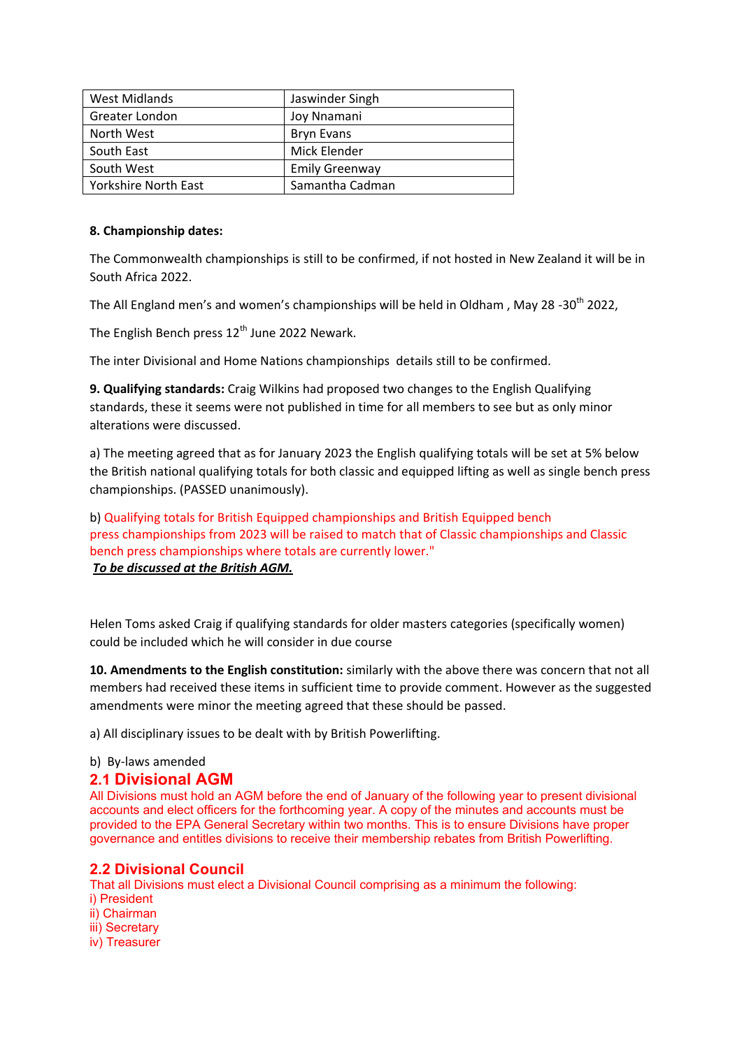| | |
|---|---|
| West Midlands | Jaswinder Singh |
| Greater London | Joy Nnamani |
| North West | Bryn Evans |
| South East | Mick Elender |
| South West | Emily Greenway |
| Yorkshire North East | Samantha Cadman |

**8. Championship dates:**

The Commonwealth championships is still to be confirmed, if not hosted in New Zealand it will be in South Africa 2022.

The All England men's and women's championships will be held in Oldham , May 28 -30th 2022,

The English Bench press 12th June 2022 Newark.

The inter Divisional and Home Nations championships details still to be confirmed.

**9. Qualifying standards:** Craig Wilkins had proposed two changes to the English Qualifying standards, these it seems were not published in time for all members to see but as only minor alterations were discussed.

a) The meeting agreed that as for January 2023 the English qualifying totals will be set at 5% below the British national qualifying totals for both classic and equipped lifting as well as single bench press championships. (PASSED unanimously).

b) Qualifying totals for British Equipped championships and British Equipped bench press championships from 2023 will be raised to match that of Classic championships and Classic bench press championships where totals are currently lower."

***To be discussed at the British AGM.***

Helen Toms asked Craig if qualifying standards for older masters categories (specifically women) could be included which he will consider in due course

**10. Amendments to the English constitution:** similarly with the above there was concern that not all members had received these items in sufficient time to provide comment. However as the suggested amendments were minor the meeting agreed that these should be passed.

a) All disciplinary issues to be dealt with by British Powerlifting.

b) By-laws amended

## 2.1 Divisional AGM

All Divisions must hold an AGM before the end of January of the following year to present divisional accounts and elect officers for the forthcoming year. A copy of the minutes and accounts must be provided to the EPA General Secretary within two months. This is to ensure Divisions have proper governance and entitles divisions to receive their membership rebates from British Powerlifting.

## 2.2 Divisional Council

That all Divisions must elect a Divisional Council comprising as a minimum the following:

i) President
ii) Chairman
iii) Secretary
iv) Treasurer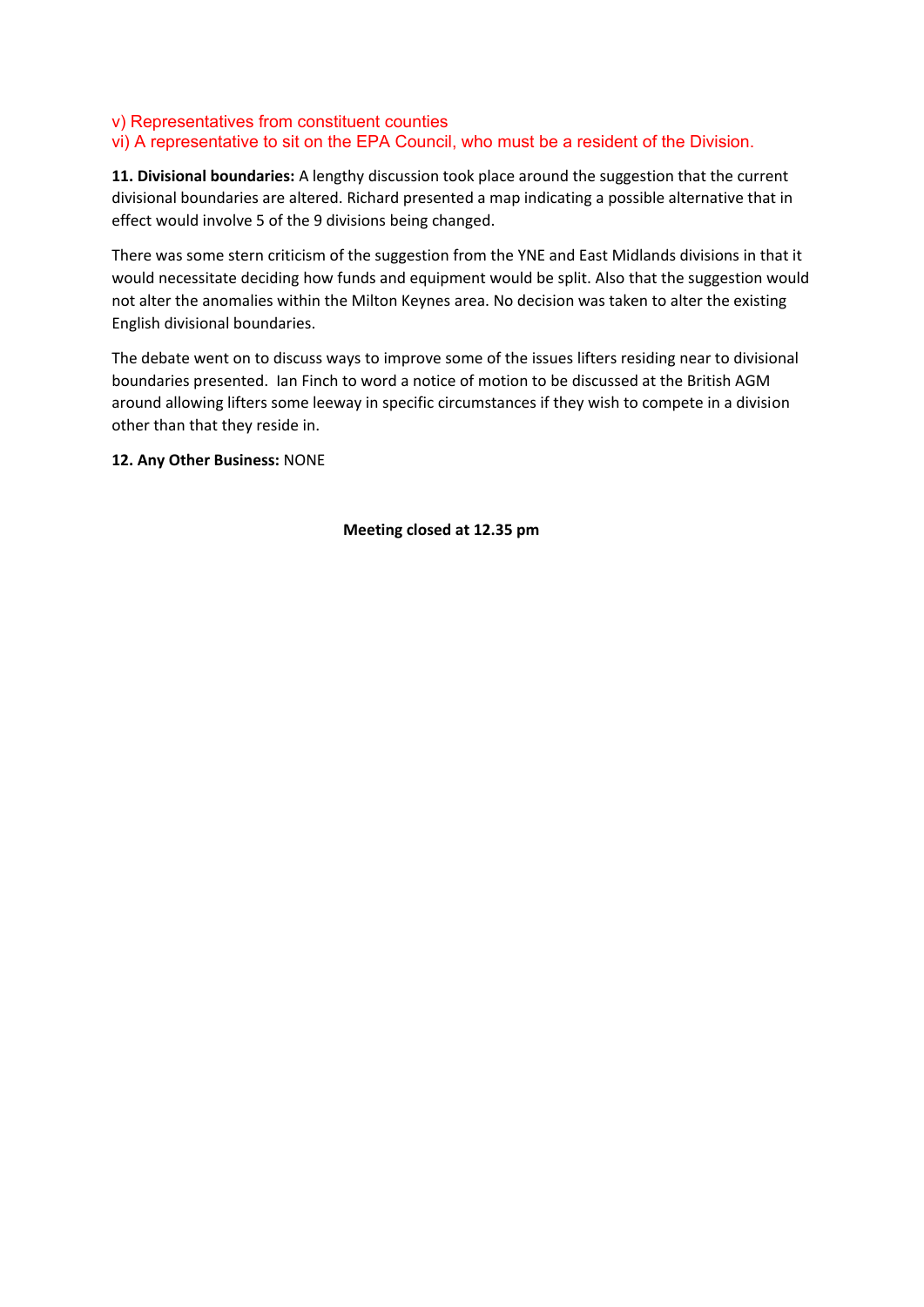v) Representatives from constituent counties
vi) A representative to sit on the EPA Council, who must be a resident of the Division.

**11. Divisional boundaries:** A lengthy discussion took place around the suggestion that the current divisional boundaries are altered. Richard presented a map indicating a possible alternative that in effect would involve 5 of the 9 divisions being changed.

There was some stern criticism of the suggestion from the YNE and East Midlands divisions in that it would necessitate deciding how funds and equipment would be split. Also that the suggestion would not alter the anomalies within the Milton Keynes area. No decision was taken to alter the existing English divisional boundaries.

The debate went on to discuss ways to improve some of the issues lifters residing near to divisional boundaries presented. Ian Finch to word a notice of motion to be discussed at the British AGM around allowing lifters some leeway in specific circumstances if they wish to compete in a division other than that they reside in.

**12. Any Other Business:** NONE

**Meeting closed at 12.35 pm**